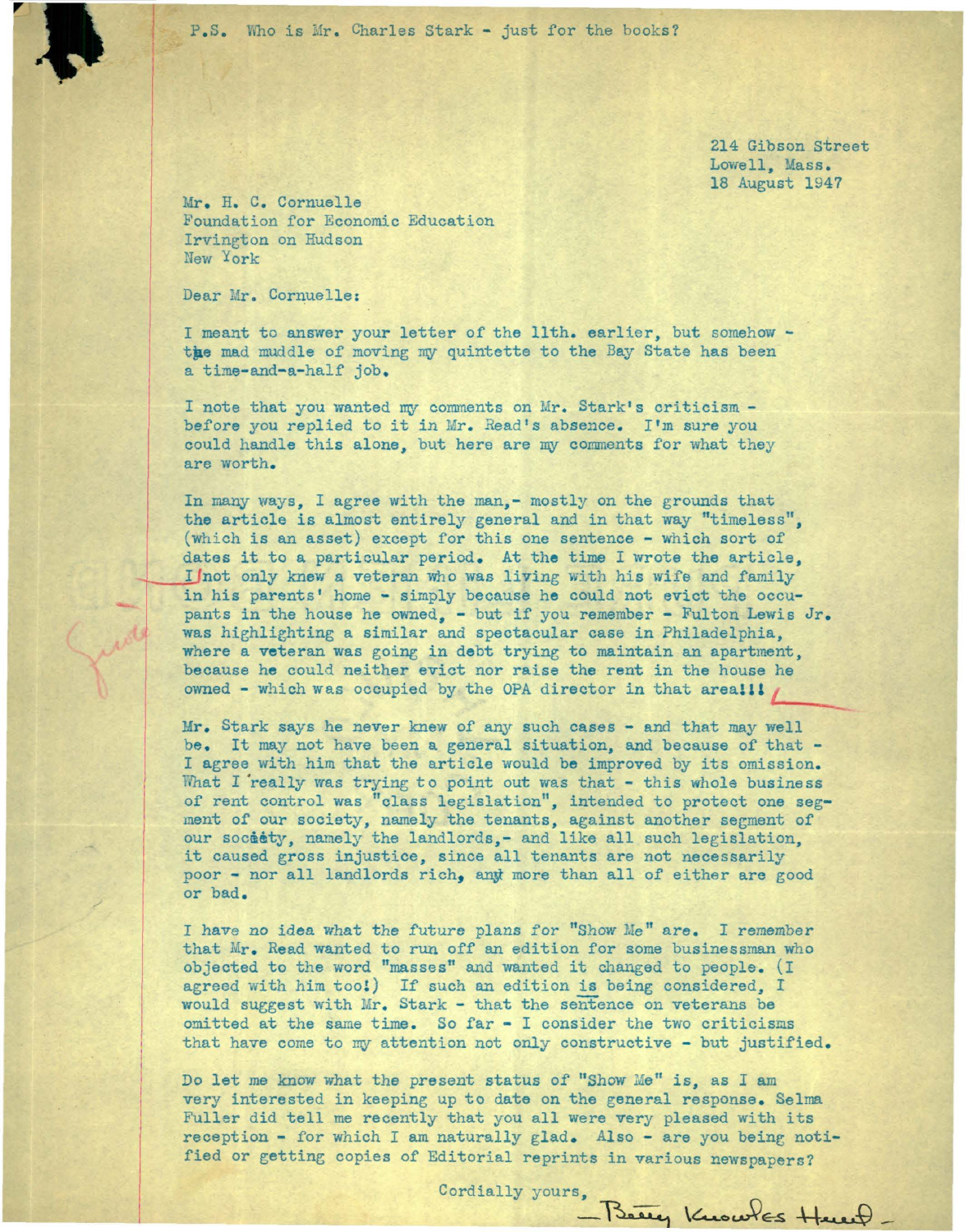P.S. Who is Mr. Charles Stark - just for the books?

214 Gibson Street
Lowell, Mass.
18 August 1947

Mr. H. C. Cornuelle
Foundation for Economic Education
Irvington on Hudson
New York

Dear Mr. Cornuelle:

I meant to answer your letter of the 11th. earlier, but somehow - the mad muddle of moving my quintette to the Bay State has been a time-and-a-half job.

I note that you wanted my comments on Mr. Stark's criticism - before you replied to it in Mr. Read's absence. I'm sure you could handle this alone, but here are my comments for what they are worth.

In many ways, I agree with the man,- mostly on the grounds that the article is almost entirely general and in that way "timeless", (which is an asset) except for this one sentence - which sort of dates it to a particular period. At the time I wrote the article, I not only knew a veteran who was living with his wife and family in his parents' home - simply because he could not evict the occupants in the house he owned, - but if you remember - Fulton Lewis Jr. was highlighting a similar and spectacular case in Philadelphia, where a veteran was going in debt trying to maintain an apartment, because he could neither evict nor raise the rent in the house he owned - which was occupied by the OPA director in that area!!!

Mr. Stark says he never knew of any such cases - and that may well be. It may not have been a general situation, and because of that - I agree with him that the article would be improved by its omission. What I really was trying to point out was that - this whole business of rent control was "class legislation", intended to protect one segment of our society, namely the tenants, against another segment of our society, namely the landlords,- and like all such legislation, it caused gross injustice, since all tenants are not necessarily poor - nor all landlords rich, any more than all of either are good or bad.

I have no idea what the future plans for "Show Me" are. I remember that Mr. Read wanted to run off an edition for some businessman who objected to the word "masses" and wanted it changed to people. (I agreed with him too!) If such an edition is being considered, I would suggest with Mr. Stark - that the sentence on veterans be omitted at the same time. So far - I consider the two criticisms that have come to my attention not only constructive - but justified.

Do let me know what the present status of "Show Me" is, as I am very interested in keeping up to date on the general response. Selma Fuller did tell me recently that you all were very pleased with its reception - for which I am naturally glad. Also - are you being notified or getting copies of Editorial reprints in various newspapers?

Cordially yours,

Betty Knowles Hunt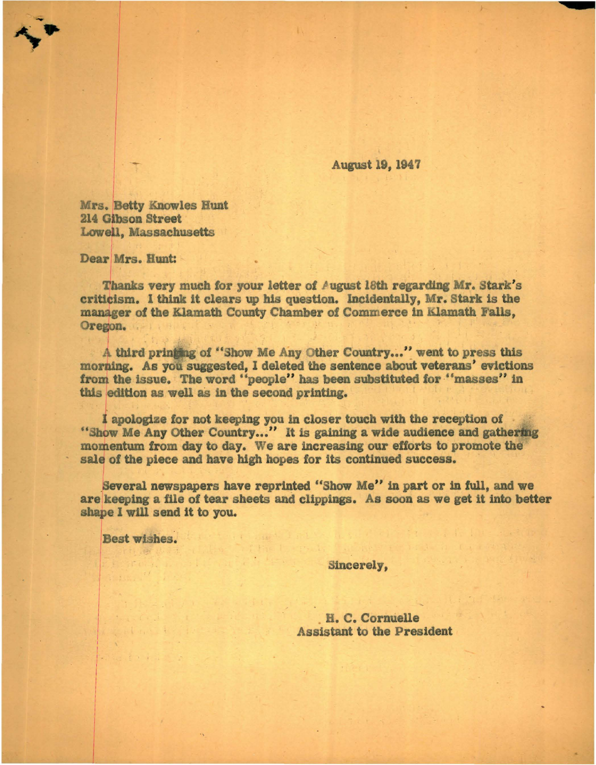August 19, 1947

Mrs. Betty Knowles Hunt
214 Gibson Street
Lowell, Massachusetts

Dear Mrs. Hunt:

Thanks very much for your letter of August 18th regarding Mr. Stark's criticism. I think it clears up his question. Incidentally, Mr. Stark is the manager of the Klamath County Chamber of Commerce in Klamath Falls, Oregon.

A third printing of "Show Me Any Other Country..." went to press this morning. As you suggested, I deleted the sentence about veterans' evictions from the issue. The word "people" has been substituted for "masses" in this edition as well as in the second printing.

I apologize for not keeping you in closer touch with the reception of "Show Me Any Other Country..." It is gaining a wide audience and gathering momentum from day to day. We are increasing our efforts to promote the sale of the piece and have high hopes for its continued success.

Several newspapers have reprinted "Show Me" in part or in full, and we are keeping a file of tear sheets and clippings. As soon as we get it into better shape I will send it to you.

Best wishes.

Sincerely,

H. C. Cornuelle
Assistant to the President